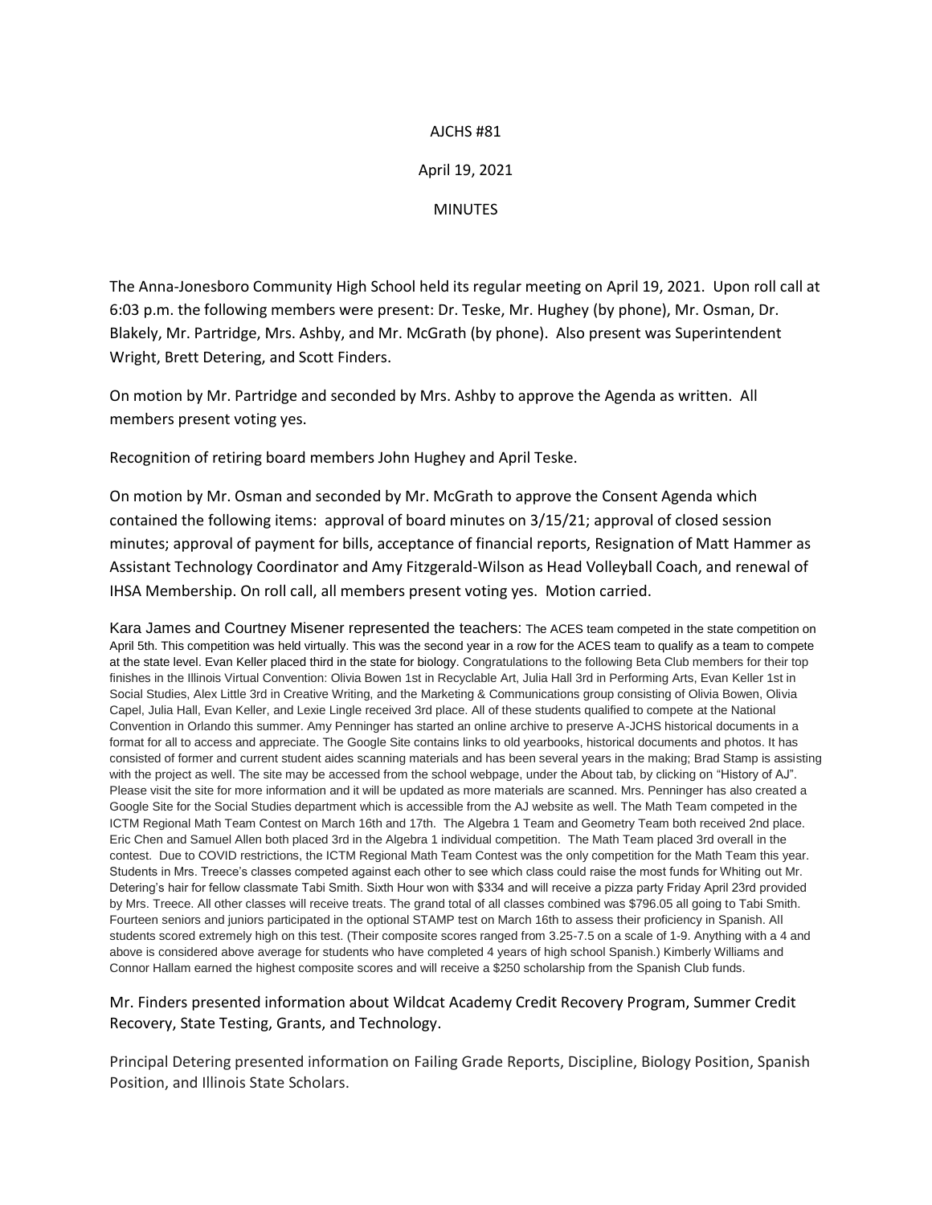AJCHS #81

April 19, 2021

MINUTES

The Anna-Jonesboro Community High School held its regular meeting on April 19, 2021. Upon roll call at 6:03 p.m. the following members were present: Dr. Teske, Mr. Hughey (by phone), Mr. Osman, Dr. Blakely, Mr. Partridge, Mrs. Ashby, and Mr. McGrath (by phone). Also present was Superintendent Wright, Brett Detering, and Scott Finders.

On motion by Mr. Partridge and seconded by Mrs. Ashby to approve the Agenda as written. All members present voting yes.

Recognition of retiring board members John Hughey and April Teske.

On motion by Mr. Osman and seconded by Mr. McGrath to approve the Consent Agenda which contained the following items: approval of board minutes on 3/15/21; approval of closed session minutes; approval of payment for bills, acceptance of financial reports, Resignation of Matt Hammer as Assistant Technology Coordinator and Amy Fitzgerald-Wilson as Head Volleyball Coach, and renewal of IHSA Membership. On roll call, all members present voting yes. Motion carried.

Kara James and Courtney Misener represented the teachers: The ACES team competed in the state competition on April 5th. This competition was held virtually. This was the second year in a row for the ACES team to qualify as a team to compete at the state level. Evan Keller placed third in the state for biology. Congratulations to the following Beta Club members for their top finishes in the Illinois Virtual Convention: Olivia Bowen 1st in Recyclable Art, Julia Hall 3rd in Performing Arts, Evan Keller 1st in Social Studies, Alex Little 3rd in Creative Writing, and the Marketing & Communications group consisting of Olivia Bowen, Olivia Capel, Julia Hall, Evan Keller, and Lexie Lingle received 3rd place. All of these students qualified to compete at the National Convention in Orlando this summer. Amy Penninger has started an online archive to preserve A-JCHS historical documents in a format for all to access and appreciate. The Google Site contains links to old yearbooks, historical documents and photos. It has consisted of former and current student aides scanning materials and has been several years in the making; Brad Stamp is assisting with the project as well. The site may be accessed from the school webpage, under the About tab, by clicking on "History of AJ". Please visit the site for more information and it will be updated as more materials are scanned. Mrs. Penninger has also created a Google Site for the Social Studies department which is accessible from the AJ website as well. The Math Team competed in the ICTM Regional Math Team Contest on March 16th and 17th. The Algebra 1 Team and Geometry Team both received 2nd place. Eric Chen and Samuel Allen both placed 3rd in the Algebra 1 individual competition. The Math Team placed 3rd overall in the contest. Due to COVID restrictions, the ICTM Regional Math Team Contest was the only competition for the Math Team this year. Students in Mrs. Treece's classes competed against each other to see which class could raise the most funds for Whiting out Mr. Detering's hair for fellow classmate Tabi Smith. Sixth Hour won with $334 and will receive a pizza party Friday April 23rd provided by Mrs. Treece. All other classes will receive treats. The grand total of all classes combined was $796.05 all going to Tabi Smith. Fourteen seniors and juniors participated in the optional STAMP test on March 16th to assess their proficiency in Spanish. All students scored extremely high on this test. (Their composite scores ranged from 3.25-7.5 on a scale of 1-9. Anything with a 4 and above is considered above average for students who have completed 4 years of high school Spanish.) Kimberly Williams and Connor Hallam earned the highest composite scores and will receive a $250 scholarship from the Spanish Club funds.

Mr. Finders presented information about Wildcat Academy Credit Recovery Program, Summer Credit Recovery, State Testing, Grants, and Technology.

Principal Detering presented information on Failing Grade Reports, Discipline, Biology Position, Spanish Position, and Illinois State Scholars.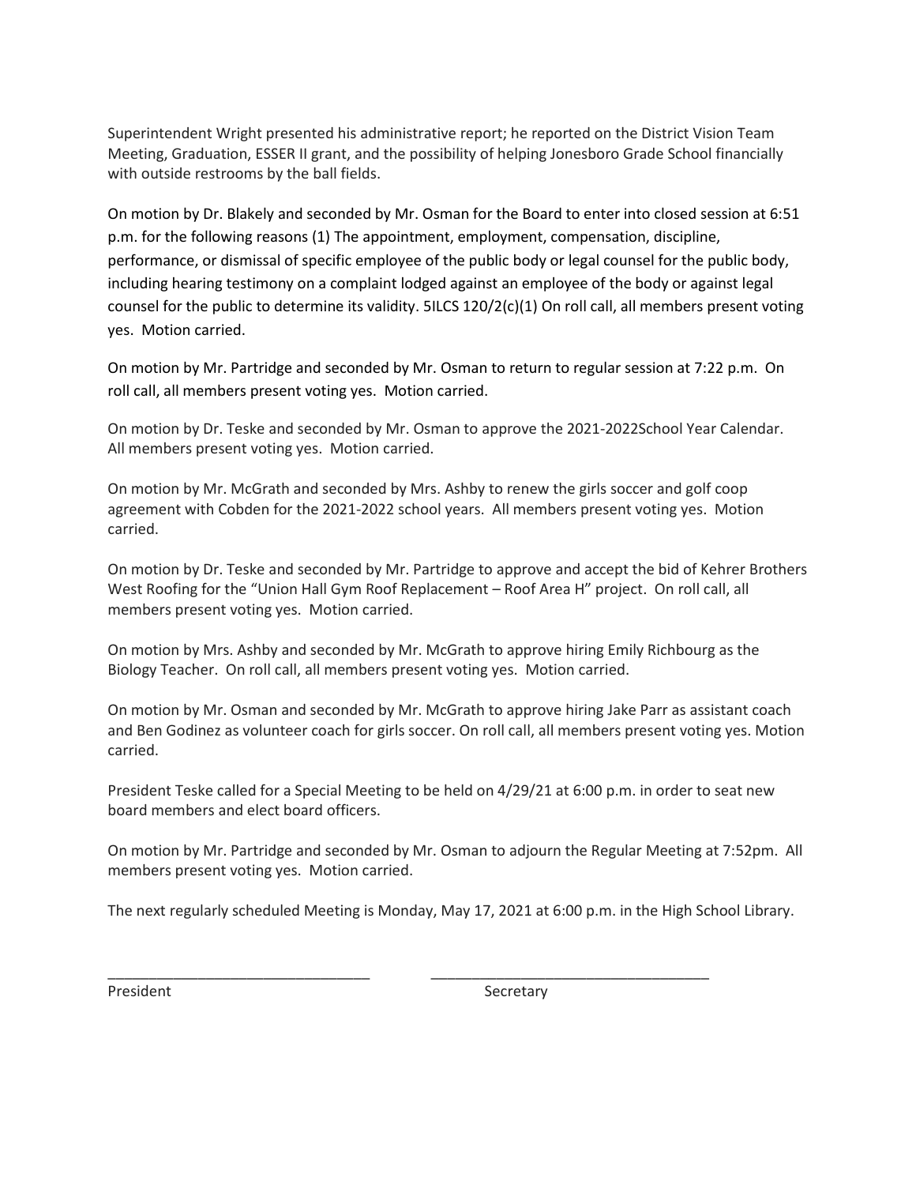Superintendent Wright presented his administrative report; he reported on the District Vision Team Meeting, Graduation, ESSER II grant, and the possibility of helping Jonesboro Grade School financially with outside restrooms by the ball fields.

On motion by Dr. Blakely and seconded by Mr. Osman for the Board to enter into closed session at 6:51 p.m. for the following reasons (1) The appointment, employment, compensation, discipline, performance, or dismissal of specific employee of the public body or legal counsel for the public body, including hearing testimony on a complaint lodged against an employee of the body or against legal counsel for the public to determine its validity. 5ILCS 120/2(c)(1) On roll call, all members present voting yes. Motion carried.

On motion by Mr. Partridge and seconded by Mr. Osman to return to regular session at 7:22 p.m. On roll call, all members present voting yes. Motion carried.

On motion by Dr. Teske and seconded by Mr. Osman to approve the 2021-2022School Year Calendar. All members present voting yes. Motion carried.

On motion by Mr. McGrath and seconded by Mrs. Ashby to renew the girls soccer and golf coop agreement with Cobden for the 2021-2022 school years. All members present voting yes. Motion carried.

On motion by Dr. Teske and seconded by Mr. Partridge to approve and accept the bid of Kehrer Brothers West Roofing for the "Union Hall Gym Roof Replacement – Roof Area H" project. On roll call, all members present voting yes. Motion carried.

On motion by Mrs. Ashby and seconded by Mr. McGrath to approve hiring Emily Richbourg as the Biology Teacher. On roll call, all members present voting yes. Motion carried.

On motion by Mr. Osman and seconded by Mr. McGrath to approve hiring Jake Parr as assistant coach and Ben Godinez as volunteer coach for girls soccer. On roll call, all members present voting yes. Motion carried.

President Teske called for a Special Meeting to be held on 4/29/21 at 6:00 p.m. in order to seat new board members and elect board officers.

On motion by Mr. Partridge and seconded by Mr. Osman to adjourn the Regular Meeting at 7:52pm. All members present voting yes. Motion carried.

The next regularly scheduled Meeting is Monday, May 17, 2021 at 6:00 p.m. in the High School Library.

\_\_\_\_\_\_\_\_\_\_\_\_\_\_\_\_\_\_\_\_\_\_\_\_\_\_\_\_\_\_\_\_ &nbsp;&nbsp;&nbsp;&nbsp; \_\_\_\_\_\_\_\_\_\_\_\_\_\_\_\_\_\_\_\_\_\_\_\_\_\_\_\_\_\_\_\_

President &nbsp;&nbsp;&nbsp;&nbsp;&nbsp;&nbsp;&nbsp;&nbsp;&nbsp;&nbsp;&nbsp;&nbsp;&nbsp;&nbsp;&nbsp;&nbsp;&nbsp;&nbsp;&nbsp;&nbsp;&nbsp;&nbsp;&nbsp;&nbsp;&nbsp;&nbsp;&nbsp;&nbsp;&nbsp;&nbsp; Secretary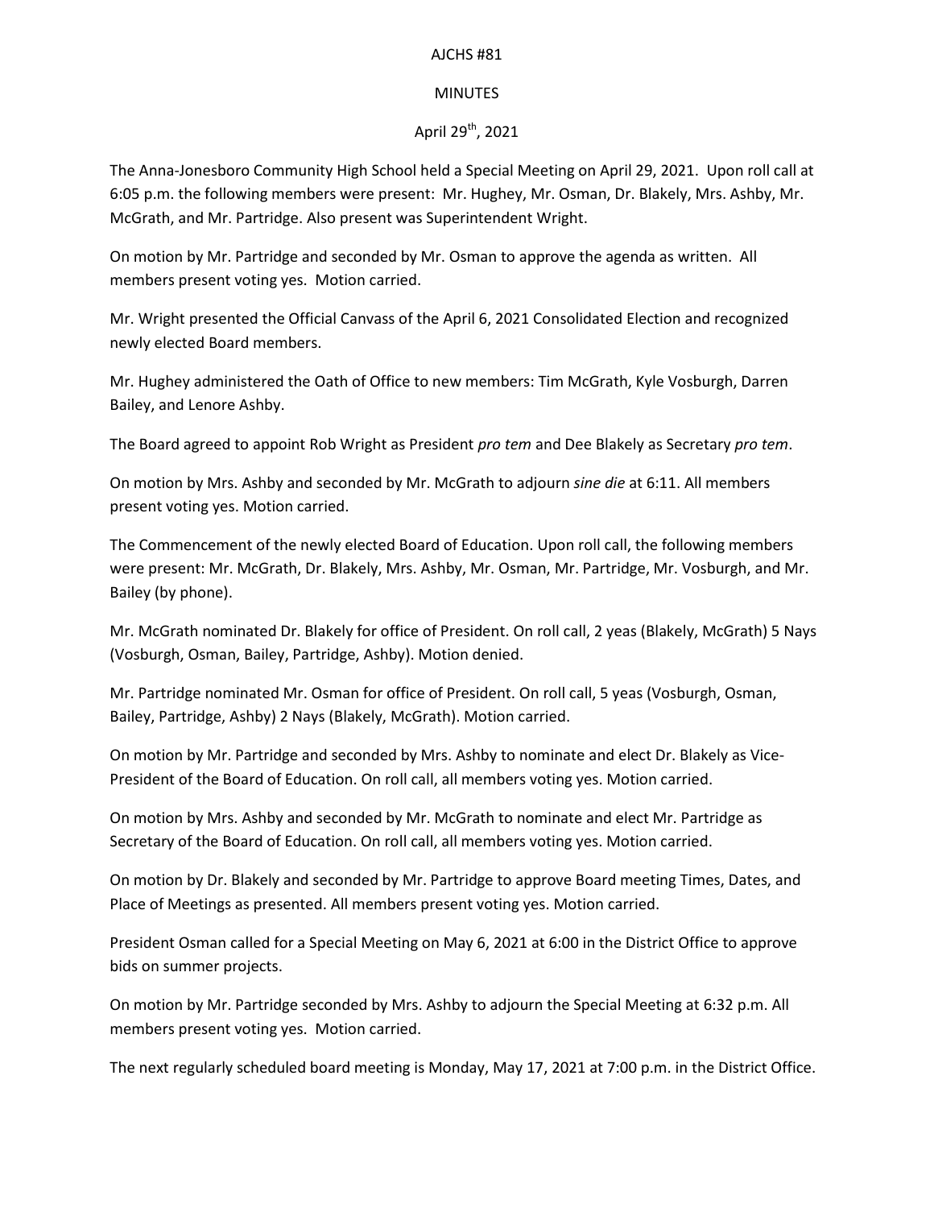AJCHS #81

MINUTES

April 29th, 2021

The Anna-Jonesboro Community High School held a Special Meeting on April 29, 2021. Upon roll call at 6:05 p.m. the following members were present: Mr. Hughey, Mr. Osman, Dr. Blakely, Mrs. Ashby, Mr. McGrath, and Mr. Partridge. Also present was Superintendent Wright.

On motion by Mr. Partridge and seconded by Mr. Osman to approve the agenda as written. All members present voting yes. Motion carried.

Mr. Wright presented the Official Canvass of the April 6, 2021 Consolidated Election and recognized newly elected Board members.

Mr. Hughey administered the Oath of Office to new members: Tim McGrath, Kyle Vosburgh, Darren Bailey, and Lenore Ashby.

The Board agreed to appoint Rob Wright as President *pro tem* and Dee Blakely as Secretary *pro tem*.

On motion by Mrs. Ashby and seconded by Mr. McGrath to adjourn *sine die* at 6:11. All members present voting yes. Motion carried.

The Commencement of the newly elected Board of Education. Upon roll call, the following members were present: Mr. McGrath, Dr. Blakely, Mrs. Ashby, Mr. Osman, Mr. Partridge, Mr. Vosburgh, and Mr. Bailey (by phone).

Mr. McGrath nominated Dr. Blakely for office of President. On roll call, 2 yeas (Blakely, McGrath) 5 Nays (Vosburgh, Osman, Bailey, Partridge, Ashby). Motion denied.

Mr. Partridge nominated Mr. Osman for office of President. On roll call, 5 yeas (Vosburgh, Osman, Bailey, Partridge, Ashby) 2 Nays (Blakely, McGrath). Motion carried.

On motion by Mr. Partridge and seconded by Mrs. Ashby to nominate and elect Dr. Blakely as Vice-President of the Board of Education. On roll call, all members voting yes. Motion carried.

On motion by Mrs. Ashby and seconded by Mr. McGrath to nominate and elect Mr. Partridge as Secretary of the Board of Education. On roll call, all members voting yes. Motion carried.

On motion by Dr. Blakely and seconded by Mr. Partridge to approve Board meeting Times, Dates, and Place of Meetings as presented. All members present voting yes. Motion carried.

President Osman called for a Special Meeting on May 6, 2021 at 6:00 in the District Office to approve bids on summer projects.

On motion by Mr. Partridge seconded by Mrs. Ashby to adjourn the Special Meeting at 6:32 p.m. All members present voting yes. Motion carried.

The next regularly scheduled board meeting is Monday, May 17, 2021 at 7:00 p.m. in the District Office.